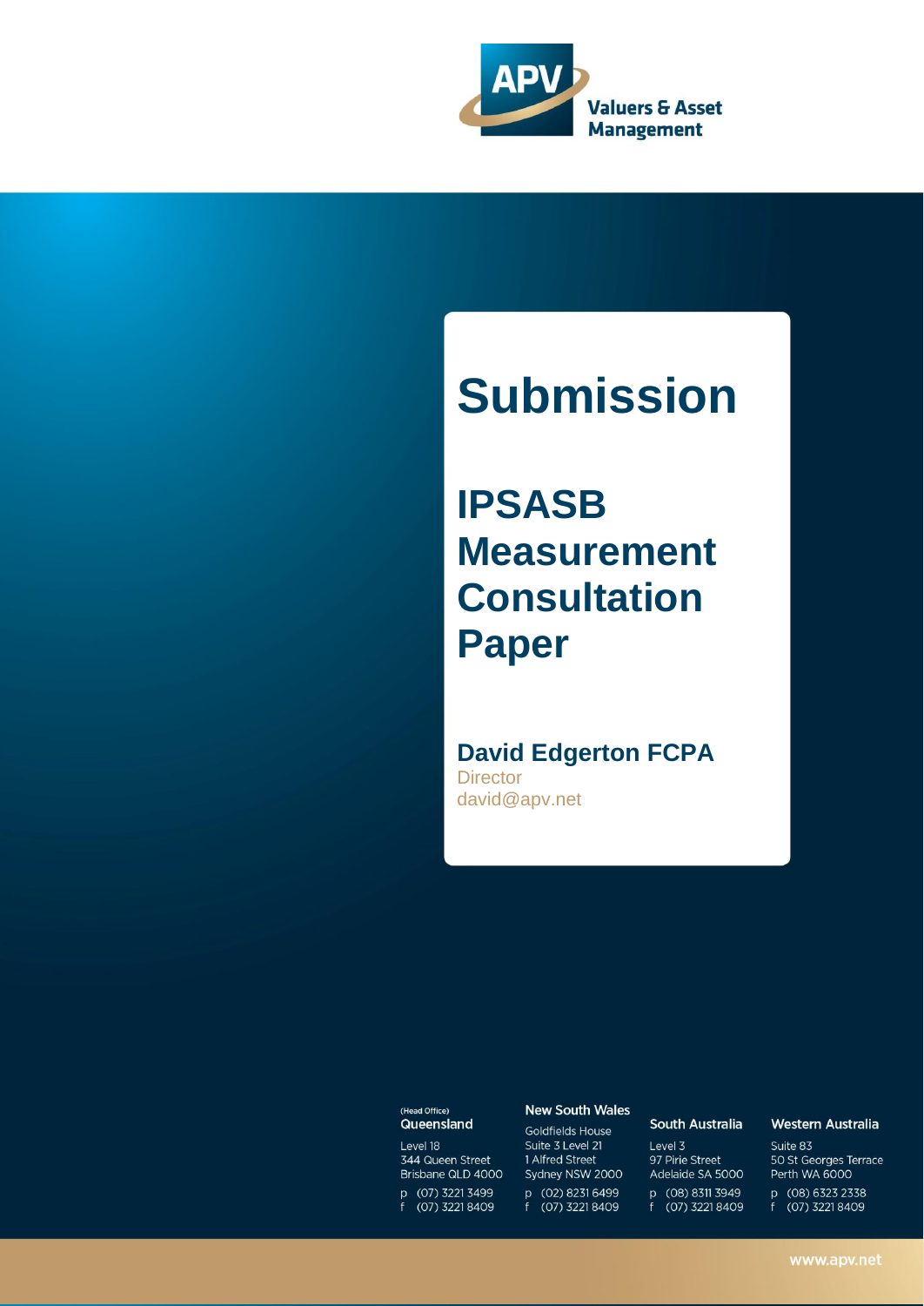APV Valuers & Asset Management

# Submission

## IPSASB Measurement Consultation Paper

**David Edgerton FCPA**
Director
david@apv.net

(Head Office)
**Queensland**
Level 18
344 Queen Street
Brisbane QLD 4000
p (07) 3221 3499
f (07) 3221 8409

**New South Wales**
Goldfields House
Suite 3 Level 21
1 Alfred Street
Sydney NSW 2000
p (02) 8231 6499
f (07) 3221 8409

**South Australia**
Level 3
97 Pirie Street
Adelaide SA 5000
p (08) 8311 3949
f (07) 3221 8409

**Western Australia**
Suite 83
50 St Georges Terrace
Perth WA 6000
p (08) 6323 2338
f (07) 3221 8409

www.apv.net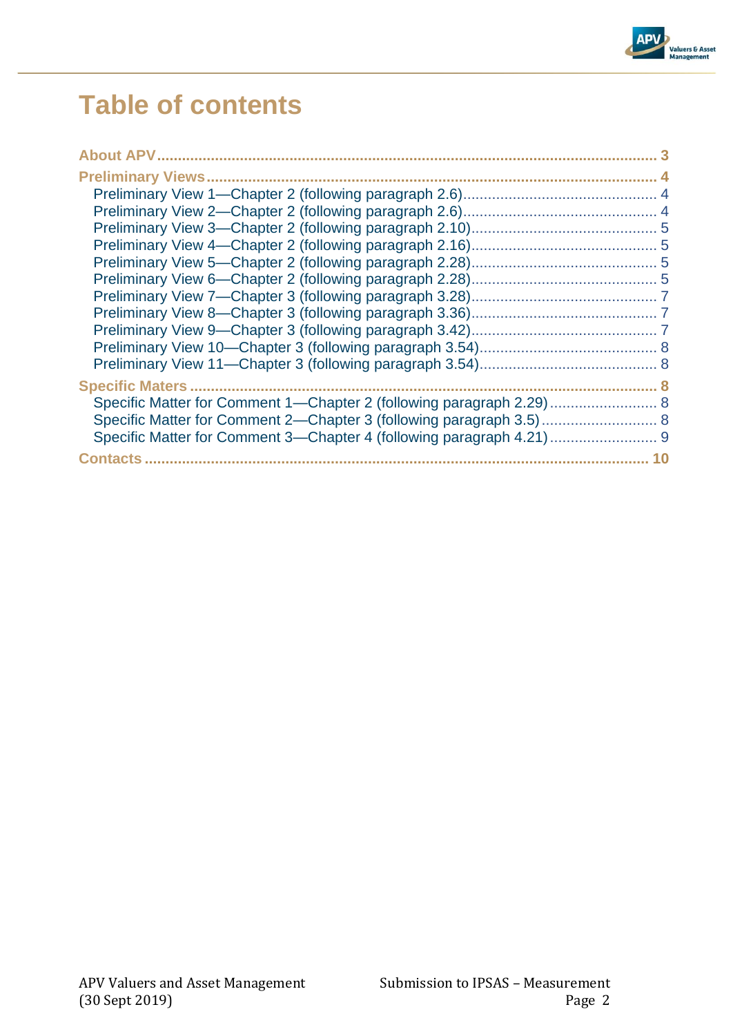# Table of contents

- **About APV** ..... 3
- **Preliminary Views** ..... 4
  - Preliminary View 1—Chapter 2 (following paragraph 2.6) ..... 4
  - Preliminary View 2—Chapter 2 (following paragraph 2.6) ..... 4
  - Preliminary View 3—Chapter 2 (following paragraph 2.10) ..... 5
  - Preliminary View 4—Chapter 2 (following paragraph 2.16) ..... 5
  - Preliminary View 5—Chapter 2 (following paragraph 2.28) ..... 5
  - Preliminary View 6—Chapter 2 (following paragraph 2.28) ..... 5
  - Preliminary View 7—Chapter 3 (following paragraph 3.28) ..... 7
  - Preliminary View 8—Chapter 3 (following paragraph 3.36) ..... 7
  - Preliminary View 9—Chapter 3 (following paragraph 3.42) ..... 7
  - Preliminary View 10—Chapter 3 (following paragraph 3.54) ..... 8
  - Preliminary View 11—Chapter 3 (following paragraph 3.54) ..... 8
- **Specific Maters** ..... 8
  - Specific Matter for Comment 1—Chapter 2 (following paragraph 2.29) ..... 8
  - Specific Matter for Comment 2—Chapter 3 (following paragraph 3.5) ..... 8
  - Specific Matter for Comment 3—Chapter 4 (following paragraph 4.21) ..... 9
- **Contacts** ..... 10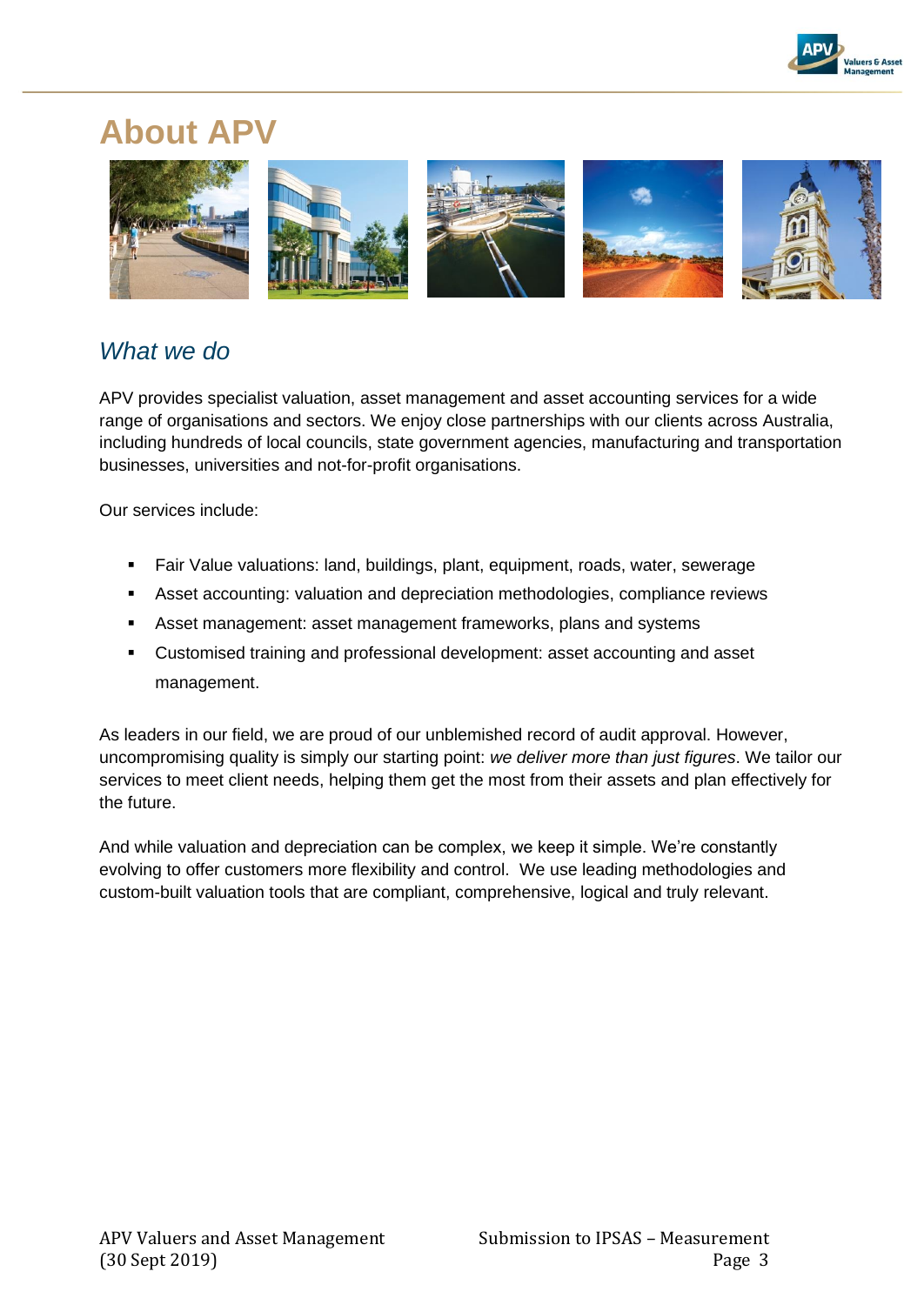# About APV

## *What we do*

APV provides specialist valuation, asset management and asset accounting services for a wide range of organisations and sectors. We enjoy close partnerships with our clients across Australia, including hundreds of local councils, state government agencies, manufacturing and transportation businesses, universities and not-for-profit organisations.

Our services include:

- Fair Value valuations: land, buildings, plant, equipment, roads, water, sewerage
- Asset accounting: valuation and depreciation methodologies, compliance reviews
- Asset management: asset management frameworks, plans and systems
- Customised training and professional development: asset accounting and asset management.

As leaders in our field, we are proud of our unblemished record of audit approval. However, uncompromising quality is simply our starting point: *we deliver more than just figures*. We tailor our services to meet client needs, helping them get the most from their assets and plan effectively for the future.

And while valuation and depreciation can be complex, we keep it simple. We're constantly evolving to offer customers more flexibility and control. We use leading methodologies and custom-built valuation tools that are compliant, comprehensive, logical and truly relevant.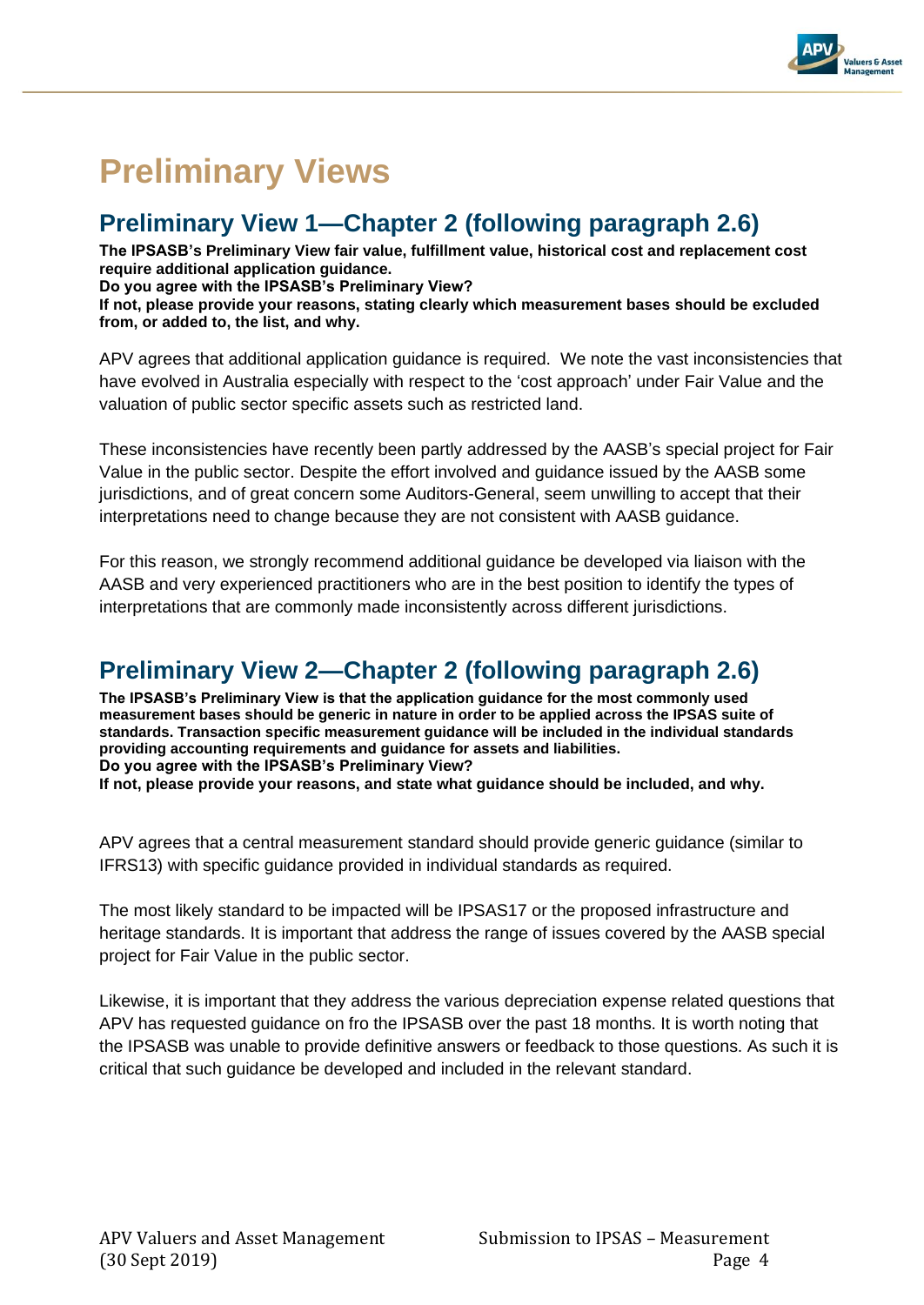# Preliminary Views

## Preliminary View 1—Chapter 2 (following paragraph 2.6)

**The IPSASB's Preliminary View fair value, fulfillment value, historical cost and replacement cost require additional application guidance.**
**Do you agree with the IPSASB's Preliminary View?**
**If not, please provide your reasons, stating clearly which measurement bases should be excluded from, or added to, the list, and why.**

APV agrees that additional application guidance is required. We note the vast inconsistencies that have evolved in Australia especially with respect to the 'cost approach' under Fair Value and the valuation of public sector specific assets such as restricted land.

These inconsistencies have recently been partly addressed by the AASB's special project for Fair Value in the public sector. Despite the effort involved and guidance issued by the AASB some jurisdictions, and of great concern some Auditors-General, seem unwilling to accept that their interpretations need to change because they are not consistent with AASB guidance.

For this reason, we strongly recommend additional guidance be developed via liaison with the AASB and very experienced practitioners who are in the best position to identify the types of interpretations that are commonly made inconsistently across different jurisdictions.

## Preliminary View 2—Chapter 2 (following paragraph 2.6)

**The IPSASB's Preliminary View is that the application guidance for the most commonly used measurement bases should be generic in nature in order to be applied across the IPSAS suite of standards. Transaction specific measurement guidance will be included in the individual standards providing accounting requirements and guidance for assets and liabilities.**
**Do you agree with the IPSASB's Preliminary View?**
**If not, please provide your reasons, and state what guidance should be included, and why.**

APV agrees that a central measurement standard should provide generic guidance (similar to IFRS13) with specific guidance provided in individual standards as required.

The most likely standard to be impacted will be IPSAS17 or the proposed infrastructure and heritage standards. It is important that address the range of issues covered by the AASB special project for Fair Value in the public sector.

Likewise, it is important that they address the various depreciation expense related questions that APV has requested guidance on fro the IPSASB over the past 18 months. It is worth noting that the IPSASB was unable to provide definitive answers or feedback to those questions. As such it is critical that such guidance be developed and included in the relevant standard.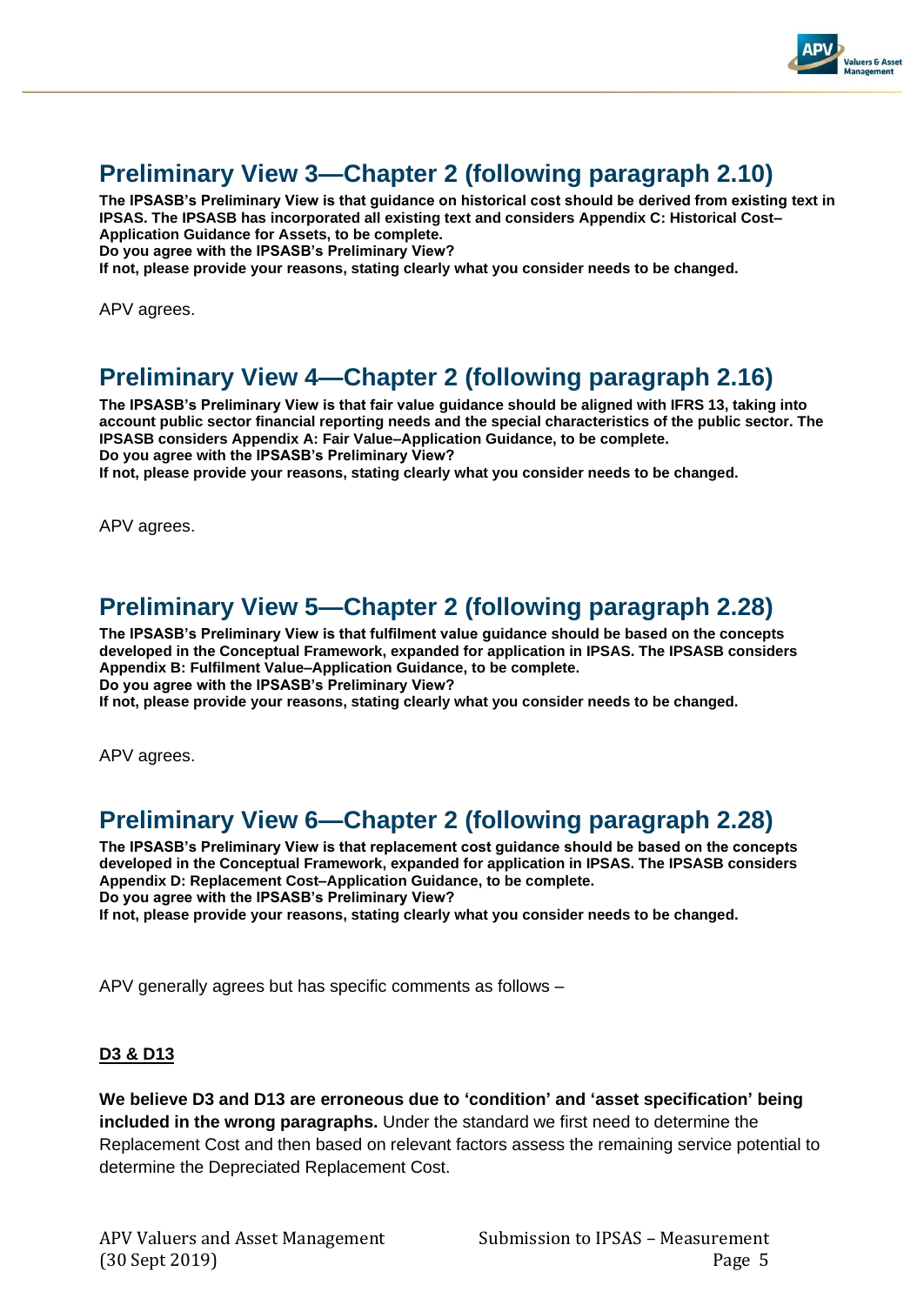## Preliminary View 3—Chapter 2 (following paragraph 2.10)

**The IPSASB's Preliminary View is that guidance on historical cost should be derived from existing text in IPSAS. The IPSASB has incorporated all existing text and considers Appendix C: Historical Cost–Application Guidance for Assets, to be complete.**
**Do you agree with the IPSASB's Preliminary View?**
**If not, please provide your reasons, stating clearly what you consider needs to be changed.**

APV agrees.

## Preliminary View 4—Chapter 2 (following paragraph 2.16)

**The IPSASB's Preliminary View is that fair value guidance should be aligned with IFRS 13, taking into account public sector financial reporting needs and the special characteristics of the public sector. The IPSASB considers Appendix A: Fair Value–Application Guidance, to be complete.**
**Do you agree with the IPSASB's Preliminary View?**
**If not, please provide your reasons, stating clearly what you consider needs to be changed.**

APV agrees.

## Preliminary View 5—Chapter 2 (following paragraph 2.28)

**The IPSASB's Preliminary View is that fulfilment value guidance should be based on the concepts developed in the Conceptual Framework, expanded for application in IPSAS. The IPSASB considers Appendix B: Fulfilment Value–Application Guidance, to be complete.**
**Do you agree with the IPSASB's Preliminary View?**
**If not, please provide your reasons, stating clearly what you consider needs to be changed.**

APV agrees.

## Preliminary View 6—Chapter 2 (following paragraph 2.28)

**The IPSASB's Preliminary View is that replacement cost guidance should be based on the concepts developed in the Conceptual Framework, expanded for application in IPSAS. The IPSASB considers Appendix D: Replacement Cost–Application Guidance, to be complete.**
**Do you agree with the IPSASB's Preliminary View?**
**If not, please provide your reasons, stating clearly what you consider needs to be changed.**

APV generally agrees but has specific comments as follows –

**D3 & D13**

**We believe D3 and D13 are erroneous due to 'condition' and 'asset specification' being included in the wrong paragraphs.** Under the standard we first need to determine the Replacement Cost and then based on relevant factors assess the remaining service potential to determine the Depreciated Replacement Cost.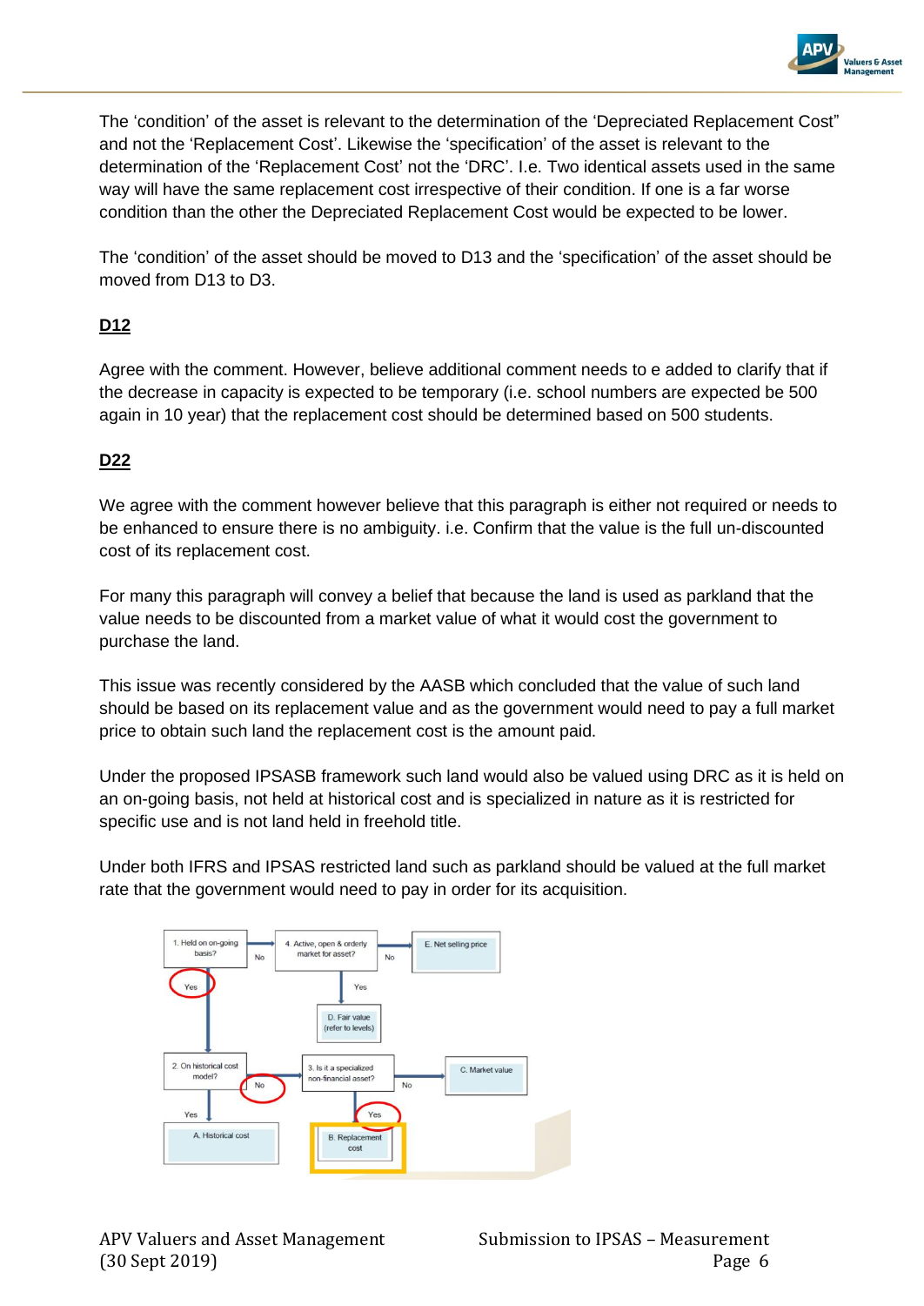The 'condition' of the asset is relevant to the determination of the 'Depreciated Replacement Cost" and not the 'Replacement Cost'. Likewise the 'specification' of the asset is relevant to the determination of the 'Replacement Cost' not the 'DRC'. I.e. Two identical assets used in the same way will have the same replacement cost irrespective of their condition. If one is a far worse condition than the other the Depreciated Replacement Cost would be expected to be lower.

The 'condition' of the asset should be moved to D13 and the 'specification' of the asset should be moved from D13 to D3.

**D12**

Agree with the comment. However, believe additional comment needs to e added to clarify that if the decrease in capacity is expected to be temporary (i.e. school numbers are expected be 500 again in 10 year) that the replacement cost should be determined based on 500 students.

**D22**

We agree with the comment however believe that this paragraph is either not required or needs to be enhanced to ensure there is no ambiguity. i.e. Confirm that the value is the full un-discounted cost of its replacement cost.

For many this paragraph will convey a belief that because the land is used as parkland that the value needs to be discounted from a market value of what it would cost the government to purchase the land.

This issue was recently considered by the AASB which concluded that the value of such land should be based on its replacement value and as the government would need to pay a full market price to obtain such land the replacement cost is the amount paid.

Under the proposed IPSASB framework such land would also be valued using DRC as it is held on an on-going basis, not held at historical cost and is specialized in nature as it is restricted for specific use and is not land held in freehold title.

Under both IFRS and IPSAS restricted land such as parkland should be valued at the full market rate that the government would need to pay in order for its acquisition.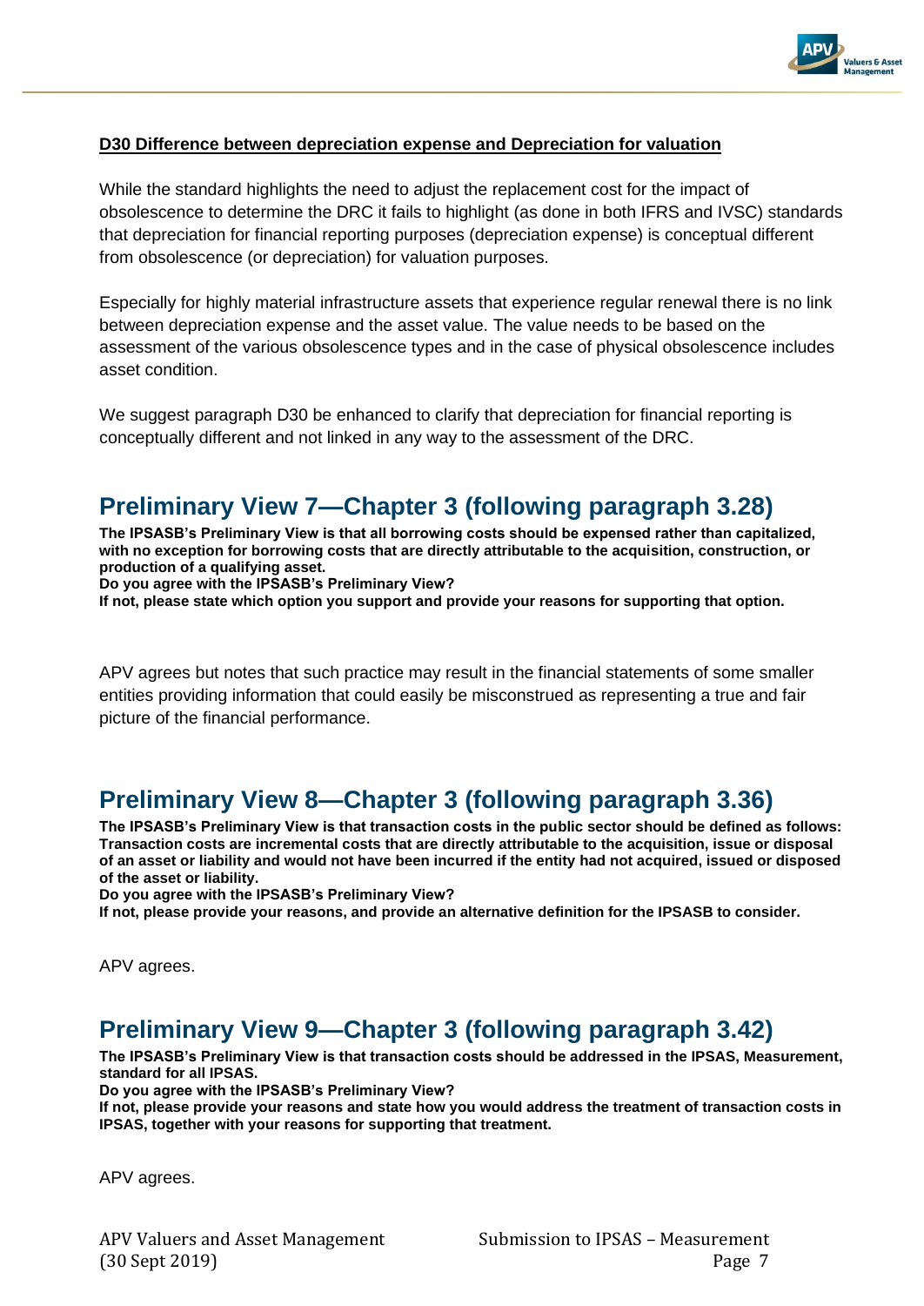**D30 Difference between depreciation expense and Depreciation for valuation**

While the standard highlights the need to adjust the replacement cost for the impact of obsolescence to determine the DRC it fails to highlight (as done in both IFRS and IVSC) standards that depreciation for financial reporting purposes (depreciation expense) is conceptual different from obsolescence (or depreciation) for valuation purposes.

Especially for highly material infrastructure assets that experience regular renewal there is no link between depreciation expense and the asset value. The value needs to be based on the assessment of the various obsolescence types and in the case of physical obsolescence includes asset condition.

We suggest paragraph D30 be enhanced to clarify that depreciation for financial reporting is conceptually different and not linked in any way to the assessment of the DRC.

## Preliminary View 7—Chapter 3 (following paragraph 3.28)

**The IPSASB's Preliminary View is that all borrowing costs should be expensed rather than capitalized, with no exception for borrowing costs that are directly attributable to the acquisition, construction, or production of a qualifying asset.**
**Do you agree with the IPSASB's Preliminary View?**
**If not, please state which option you support and provide your reasons for supporting that option.**

APV agrees but notes that such practice may result in the financial statements of some smaller entities providing information that could easily be misconstrued as representing a true and fair picture of the financial performance.

## Preliminary View 8—Chapter 3 (following paragraph 3.36)

**The IPSASB's Preliminary View is that transaction costs in the public sector should be defined as follows: Transaction costs are incremental costs that are directly attributable to the acquisition, issue or disposal of an asset or liability and would not have been incurred if the entity had not acquired, issued or disposed of the asset or liability.**
**Do you agree with the IPSASB's Preliminary View?**
**If not, please provide your reasons, and provide an alternative definition for the IPSASB to consider.**

APV agrees.

## Preliminary View 9—Chapter 3 (following paragraph 3.42)

**The IPSASB's Preliminary View is that transaction costs should be addressed in the IPSAS, Measurement, standard for all IPSAS.**
**Do you agree with the IPSASB's Preliminary View?**
**If not, please provide your reasons and state how you would address the treatment of transaction costs in IPSAS, together with your reasons for supporting that treatment.**

APV agrees.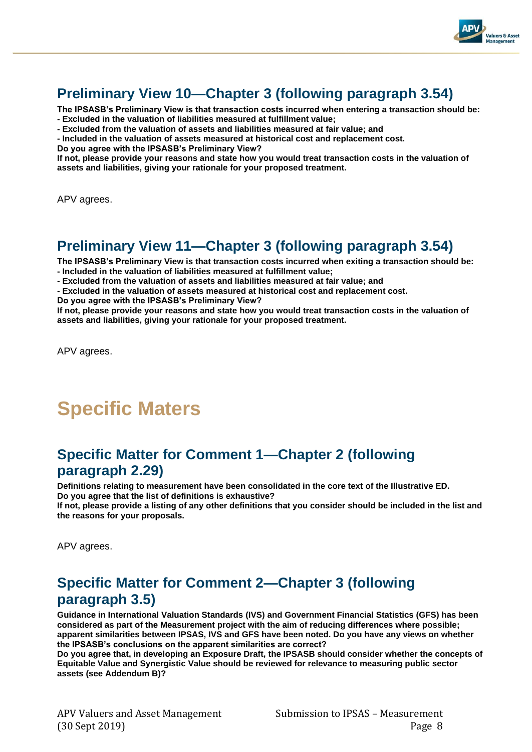## Preliminary View 10—Chapter 3 (following paragraph 3.54)

**The IPSASB's Preliminary View is that transaction costs incurred when entering a transaction should be:**
**- Excluded in the valuation of liabilities measured at fulfillment value;**
**- Excluded from the valuation of assets and liabilities measured at fair value; and**
**- Included in the valuation of assets measured at historical cost and replacement cost.**
**Do you agree with the IPSASB's Preliminary View?**
**If not, please provide your reasons and state how you would treat transaction costs in the valuation of assets and liabilities, giving your rationale for your proposed treatment.**

APV agrees.

## Preliminary View 11—Chapter 3 (following paragraph 3.54)

**The IPSASB's Preliminary View is that transaction costs incurred when exiting a transaction should be:**
**- Included in the valuation of liabilities measured at fulfillment value;**
**- Excluded from the valuation of assets and liabilities measured at fair value; and**
**- Excluded in the valuation of assets measured at historical cost and replacement cost.**
**Do you agree with the IPSASB's Preliminary View?**
**If not, please provide your reasons and state how you would treat transaction costs in the valuation of assets and liabilities, giving your rationale for your proposed treatment.**

APV agrees.

# Specific Maters

## Specific Matter for Comment 1—Chapter 2 (following paragraph 2.29)

**Definitions relating to measurement have been consolidated in the core text of the Illustrative ED.**
**Do you agree that the list of definitions is exhaustive?**
**If not, please provide a listing of any other definitions that you consider should be included in the list and the reasons for your proposals.**

APV agrees.

## Specific Matter for Comment 2—Chapter 3 (following paragraph 3.5)

**Guidance in International Valuation Standards (IVS) and Government Financial Statistics (GFS) has been considered as part of the Measurement project with the aim of reducing differences where possible; apparent similarities between IPSAS, IVS and GFS have been noted. Do you have any views on whether the IPSASB's conclusions on the apparent similarities are correct?**
**Do you agree that, in developing an Exposure Draft, the IPSASB should consider whether the concepts of Equitable Value and Synergistic Value should be reviewed for relevance to measuring public sector assets (see Addendum B)?**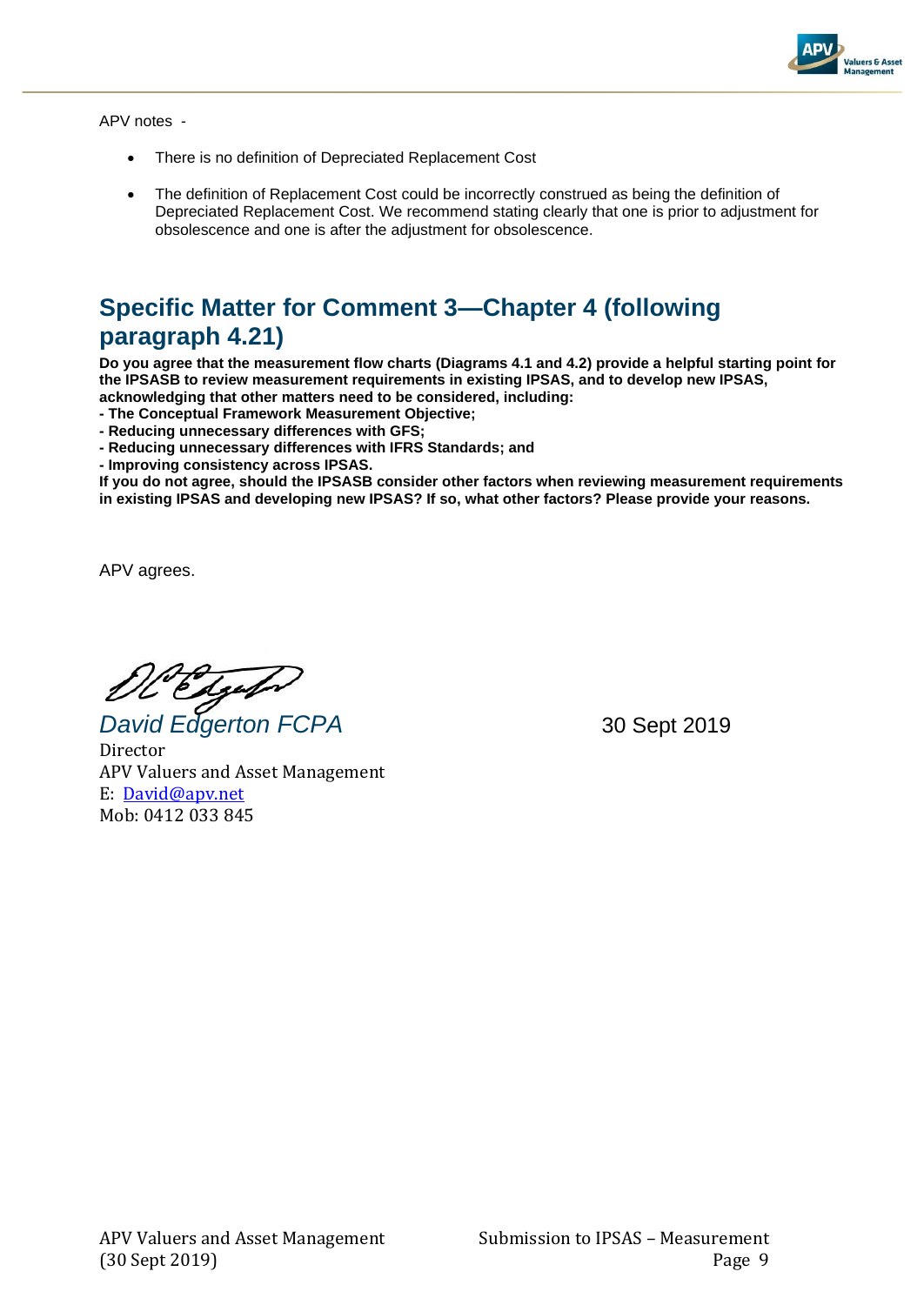APV notes -

- There is no definition of Depreciated Replacement Cost
- The definition of Replacement Cost could be incorrectly construed as being the definition of Depreciated Replacement Cost. We recommend stating clearly that one is prior to adjustment for obsolescence and one is after the adjustment for obsolescence.

## Specific Matter for Comment 3—Chapter 4 (following paragraph 4.21)

**Do you agree that the measurement flow charts (Diagrams 4.1 and 4.2) provide a helpful starting point for the IPSASB to review measurement requirements in existing IPSAS, and to develop new IPSAS, acknowledging that other matters need to be considered, including:**
**- The Conceptual Framework Measurement Objective;**
**- Reducing unnecessary differences with GFS;**
**- Reducing unnecessary differences with IFRS Standards; and**
**- Improving consistency across IPSAS.**
**If you do not agree, should the IPSASB consider other factors when reviewing measurement requirements in existing IPSAS and developing new IPSAS? If so, what other factors? Please provide your reasons.**

APV agrees.

*David Edgerton FCPA* 30 Sept 2019

Director
APV Valuers and Asset Management
E: David@apv.net
Mob: 0412 033 845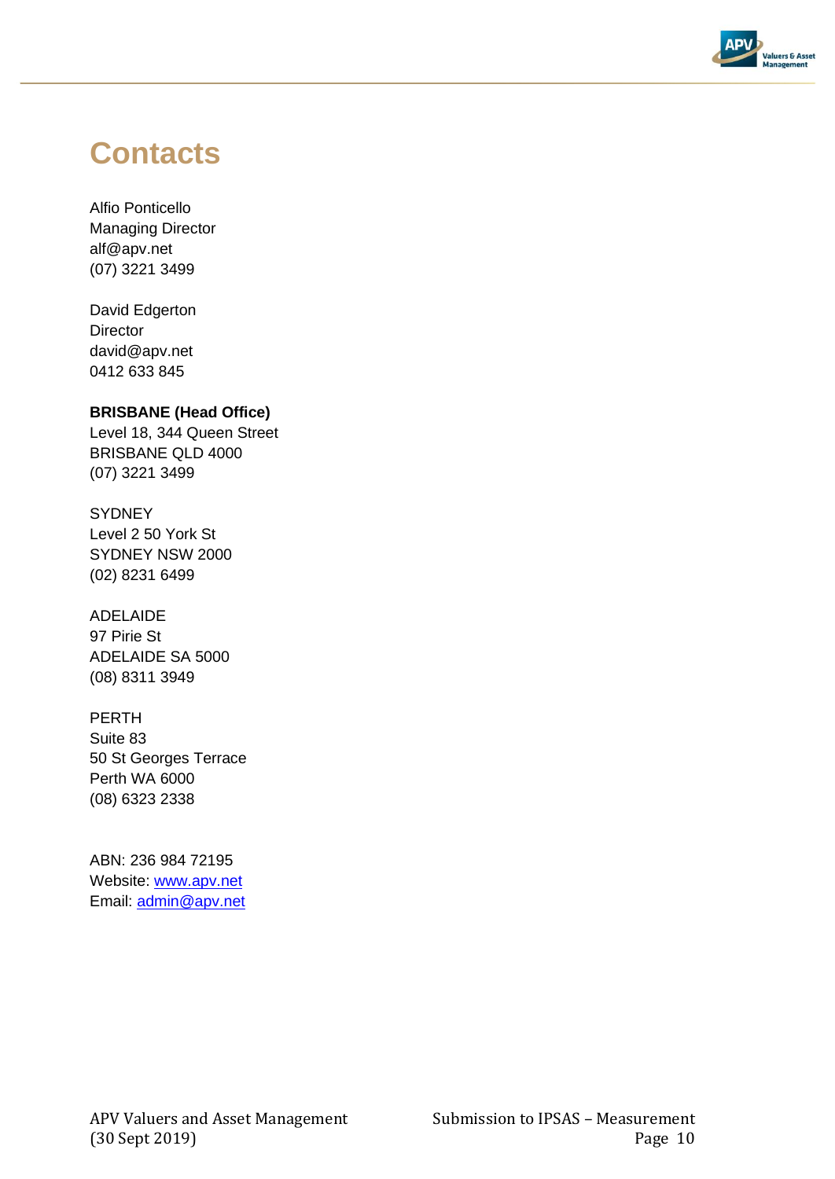# Contacts

Alfio Ponticello
Managing Director
alf@apv.net
(07) 3221 3499

David Edgerton
Director
david@apv.net
0412 633 845

**BRISBANE (Head Office)**
Level 18, 344 Queen Street
BRISBANE QLD 4000
(07) 3221 3499

SYDNEY
Level 2 50 York St
SYDNEY NSW 2000
(02) 8231 6499

ADELAIDE
97 Pirie St
ADELAIDE SA 5000
(08) 8311 3949

PERTH
Suite 83
50 St Georges Terrace
Perth WA 6000
(08) 6323 2338

ABN: 236 984 72195
Website: www.apv.net
Email: admin@apv.net